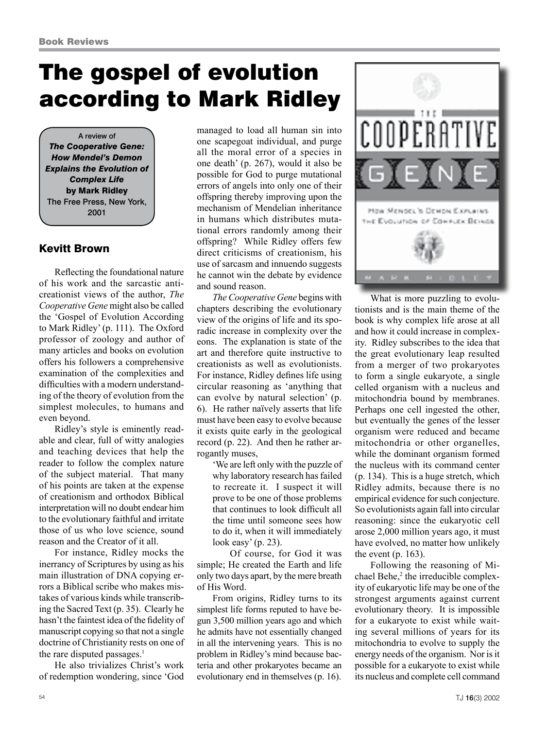# The gospel of evolution according to Mark Ridley

A review of
***The Cooperative Gene: How Mendel's Demon Explains the Evolution of Complex Life***
**by Mark Ridley**
The Free Press, New York, 2001

### Kevitt Brown

Reflecting the foundational nature of his work and the sarcastic anti-creationist views of the author, *The Cooperative Gene* might also be called the 'Gospel of Evolution According to Mark Ridley' (p. 111). The Oxford professor of zoology and author of many articles and books on evolution offers his followers a comprehensive examination of the complexities and difficulties with a modern understanding of the theory of evolution from the simplest molecules, to humans and even beyond.

Ridley's style is eminently readable and clear, full of witty analogies and teaching devices that help the reader to follow the complex nature of the subject material. That many of his points are taken at the expense of creationism and orthodox Biblical interpretation will no doubt endear him to the evolutionary faithful and irritate those of us who love science, sound reason and the Creator of it all.

For instance, Ridley mocks the inerrancy of Scriptures by using as his main illustration of DNA copying errors a Biblical scribe who makes mistakes of various kinds while transcribing the Sacred Text (p. 35). Clearly he hasn't the faintest idea of the fidelity of manuscript copying so that not a single doctrine of Christianity rests on one of the rare disputed passages.[1]

He also trivializes Christ's work of redemption wondering, since 'God managed to load all human sin into one scapegoat individual, and purge all the moral error of a species in one death' (p. 267), would it also be possible for God to purge mutational errors of angels into only one of their offspring thereby improving upon the mechanism of Mendelian inheritance in humans which distributes mutational errors randomly among their offspring? While Ridley offers few direct criticisms of creationism, his use of sarcasm and innuendo suggests he cannot win the debate by evidence and sound reason.

*The Cooperative Gene* begins with chapters describing the evolutionary view of the origins of life and its sporadic increase in complexity over the eons. The explanation is state of the art and therefore quite instructive to creationists as well as evolutionists. For instance, Ridley defines life using circular reasoning as 'anything that can evolve by natural selection' (p. 6). He rather naïvely asserts that life must have been easy to evolve because it exists quite early in the geological record (p. 22). And then he rather arrogantly muses,

> 'We are left only with the puzzle of why laboratory research has failed to recreate it. I suspect it will prove to be one of those problems that continues to look difficult all the time until someone sees how to do it, when it will immediately look easy' (p. 23).

Of course, for God it was simple; He created the Earth and life only two days apart, by the mere breath of His Word.

From origins, Ridley turns to its simplest life forms reputed to have begun 3,500 million years ago and which he admits have not essentially changed in all the intervening years. This is no problem in Ridley's mind because bacteria and other prokaryotes became an evolutionary end in themselves (p. 16).

What is more puzzling to evolutionists and is the main theme of the book is why complex life arose at all and how it could increase in complexity. Ridley subscribes to the idea that the great evolutionary leap resulted from a merger of two prokaryotes to form a single eukaryote, a single celled organism with a nucleus and mitochondria bound by membranes. Perhaps one cell ingested the other, but eventually the genes of the lesser organism were reduced and became mitochondria or other organelles, while the dominant organism formed the nucleus with its command center (p. 134). This is a huge stretch, which Ridley admits, because there is no empirical evidence for such conjecture. So evolutionists again fall into circular reasoning: since the eukaryotic cell arose 2,000 million years ago, it must have evolved, no matter how unlikely the event (p. 163).

Following the reasoning of Michael Behe,[2] the irreducible complexity of eukaryotic life may be one of the strongest arguments against current evolutionary theory. It is impossible for a eukaryote to exist while waiting several millions of years for its mitochondria to evolve to supply the energy needs of the organism. Nor is it possible for a eukaryote to exist while its nucleus and complete cell command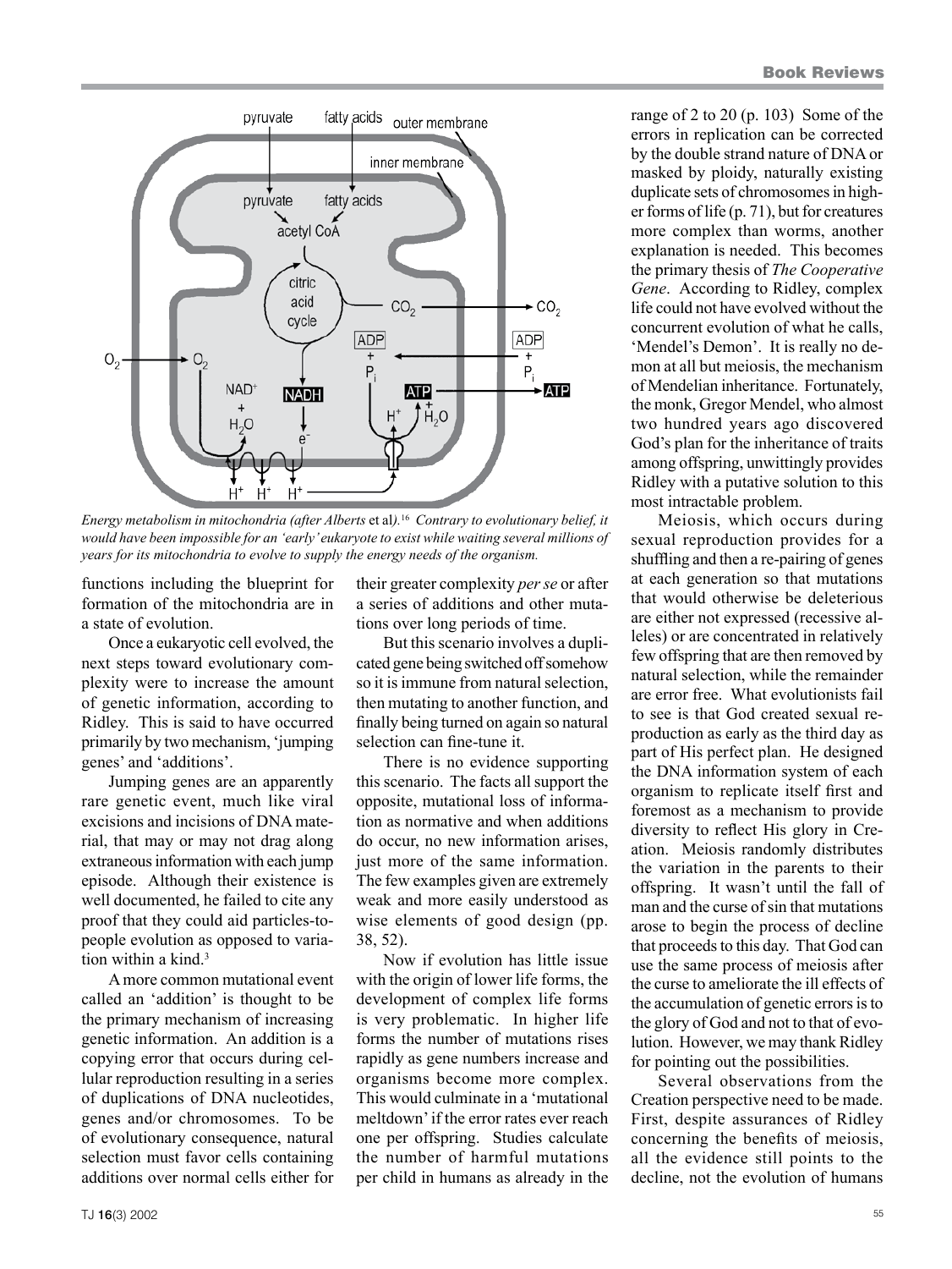*Energy metabolism in mitochondria (after Alberts* et al*).*[16] *Contrary to evolutionary belief, it would have been impossible for an 'early' eukaryote to exist while waiting several millions of years for its mitochondria to evolve to supply the energy needs of the organism.*

functions including the blueprint for formation of the mitochondria are in a state of evolution.

Once a eukaryotic cell evolved, the next steps toward evolutionary complexity were to increase the amount of genetic information, according to Ridley. This is said to have occurred primarily by two mechanism, 'jumping genes' and 'additions'.

Jumping genes are an apparently rare genetic event, much like viral excisions and incisions of DNA material, that may or may not drag along extraneous information with each jump episode. Although their existence is well documented, he failed to cite any proof that they could aid particles-to-people evolution as opposed to variation within a kind.[3]

A more common mutational event called an 'addition' is thought to be the primary mechanism of increasing genetic information. An addition is a copying error that occurs during cellular reproduction resulting in a series of duplications of DNA nucleotides, genes and/or chromosomes. To be of evolutionary consequence, natural selection must favor cells containing additions over normal cells either for their greater complexity *per se* or after a series of additions and other mutations over long periods of time.

But this scenario involves a duplicated gene being switched off somehow so it is immune from natural selection, then mutating to another function, and finally being turned on again so natural selection can fine-tune it.

There is no evidence supporting this scenario. The facts all support the opposite, mutational loss of information as normative and when additions do occur, no new information arises, just more of the same information. The few examples given are extremely weak and more easily understood as wise elements of good design (pp. 38, 52).

Now if evolution has little issue with the origin of lower life forms, the development of complex life forms is very problematic. In higher life forms the number of mutations rises rapidly as gene numbers increase and organisms become more complex. This would culminate in a 'mutational meltdown' if the error rates ever reach one per offspring. Studies calculate the number of harmful mutations per child in humans as already in the range of 2 to 20 (p. 103) Some of the errors in replication can be corrected by the double strand nature of DNA or masked by ploidy, naturally existing duplicate sets of chromosomes in higher forms of life (p. 71), but for creatures more complex than worms, another explanation is needed. This becomes the primary thesis of *The Cooperative Gene*. According to Ridley, complex life could not have evolved without the concurrent evolution of what he calls, 'Mendel's Demon'. It is really no demon at all but meiosis, the mechanism of Mendelian inheritance. Fortunately, the monk, Gregor Mendel, who almost two hundred years ago discovered God's plan for the inheritance of traits among offspring, unwittingly provides Ridley with a putative solution to this most intractable problem.

Meiosis, which occurs during sexual reproduction provides for a shuffling and then a re-pairing of genes at each generation so that mutations that would otherwise be deleterious are either not expressed (recessive alleles) or are concentrated in relatively few offspring that are then removed by natural selection, while the remainder are error free. What evolutionists fail to see is that God created sexual reproduction as early as the third day as part of His perfect plan. He designed the DNA information system of each organism to replicate itself first and foremost as a mechanism to provide diversity to reflect His glory in Creation. Meiosis randomly distributes the variation in the parents to their offspring. It wasn't until the fall of man and the curse of sin that mutations arose to begin the process of decline that proceeds to this day. That God can use the same process of meiosis after the curse to ameliorate the ill effects of the accumulation of genetic errors is to the glory of God and not to that of evolution. However, we may thank Ridley for pointing out the possibilities.

Several observations from the Creation perspective need to be made. First, despite assurances of Ridley concerning the benefits of meiosis, all the evidence still points to the decline, not the evolution of humans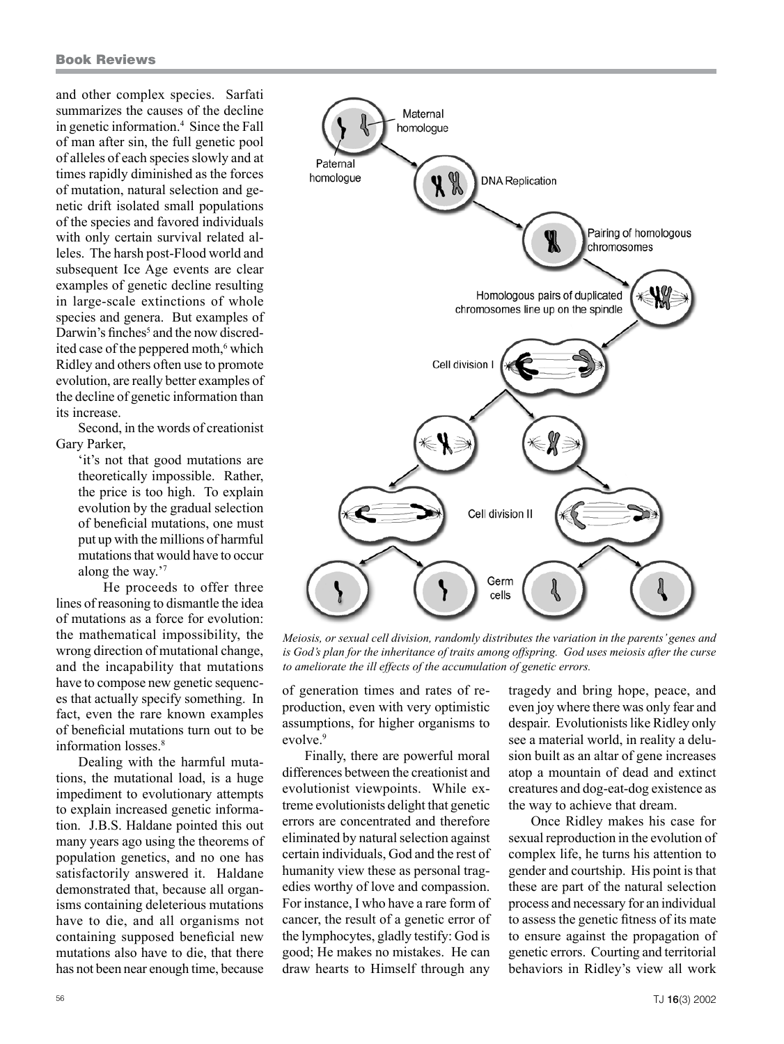and other complex species. Sarfati summarizes the causes of the decline in genetic information.[4] Since the Fall of man after sin, the full genetic pool of alleles of each species slowly and at times rapidly diminished as the forces of mutation, natural selection and genetic drift isolated small populations of the species and favored individuals with only certain survival related alleles. The harsh post-Flood world and subsequent Ice Age events are clear examples of genetic decline resulting in large-scale extinctions of whole species and genera. But examples of Darwin's finches[5] and the now discredited case of the peppered moth,[6] which Ridley and others often use to promote evolution, are really better examples of the decline of genetic information than its increase.

Second, in the words of creationist Gary Parker,

> 'it's not that good mutations are theoretically impossible. Rather, the price is too high. To explain evolution by the gradual selection of beneficial mutations, one must put up with the millions of harmful mutations that would have to occur along the way.'[7]

He proceeds to offer three lines of reasoning to dismantle the idea of mutations as a force for evolution: the mathematical impossibility, the wrong direction of mutational change, and the incapability that mutations have to compose new genetic sequences that actually specify something. In fact, even the rare known examples of beneficial mutations turn out to be information losses.[8]

Dealing with the harmful mutations, the mutational load, is a huge impediment to evolutionary attempts to explain increased genetic information. J.B.S. Haldane pointed this out many years ago using the theorems of population genetics, and no one has satisfactorily answered it. Haldane demonstrated that, because all organisms containing deleterious mutations have to die, and all organisms not containing supposed beneficial new mutations also have to die, that there has not been near enough time, because of generation times and rates of reproduction, even with very optimistic assumptions, for higher organisms to evolve.[9]

Finally, there are powerful moral differences between the creationist and evolutionist viewpoints. While extreme evolutionists delight that genetic errors are concentrated and therefore eliminated by natural selection against certain individuals, God and the rest of humanity view these as personal tragedies worthy of love and compassion. For instance, I who have a rare form of cancer, the result of a genetic error of the lymphocytes, gladly testify: God is good; He makes no mistakes. He can draw hearts to Himself through any tragedy and bring hope, peace, and even joy where there was only fear and despair. Evolutionists like Ridley only see a material world, in reality a delusion built as an altar of gene increases atop a mountain of dead and extinct creatures and dog-eat-dog existence as the way to achieve that dream.

Once Ridley makes his case for sexual reproduction in the evolution of complex life, he turns his attention to gender and courtship. His point is that these are part of the natural selection process and necessary for an individual to assess the genetic fitness of its mate to ensure against the propagation of genetic errors. Courting and territorial behaviors in Ridley's view all work

*Meiosis, or sexual cell division, randomly distributes the variation in the parents' genes and is God's plan for the inheritance of traits among offspring. God uses meiosis after the curse to ameliorate the ill effects of the accumulation of genetic errors.*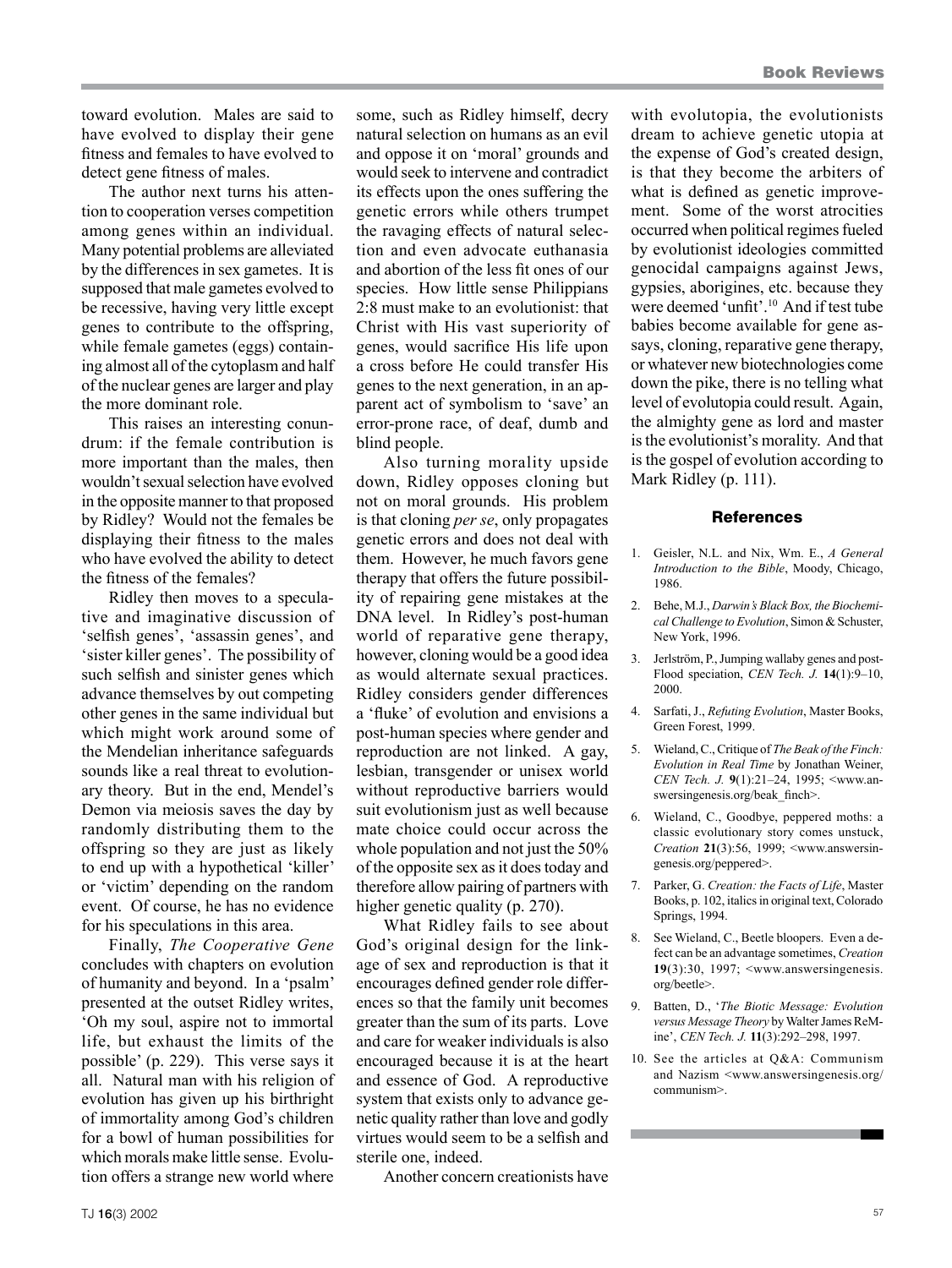toward evolution. Males are said to have evolved to display their gene fitness and females to have evolved to detect gene fitness of males.

The author next turns his attention to cooperation verses competition among genes within an individual. Many potential problems are alleviated by the differences in sex gametes. It is supposed that male gametes evolved to be recessive, having very little except genes to contribute to the offspring, while female gametes (eggs) containing almost all of the cytoplasm and half of the nuclear genes are larger and play the more dominant role.

This raises an interesting conundrum: if the female contribution is more important than the males, then wouldn't sexual selection have evolved in the opposite manner to that proposed by Ridley? Would not the females be displaying their fitness to the males who have evolved the ability to detect the fitness of the females?

Ridley then moves to a speculative and imaginative discussion of 'selfish genes', 'assassin genes', and 'sister killer genes'. The possibility of such selfish and sinister genes which advance themselves by out competing other genes in the same individual but which might work around some of the Mendelian inheritance safeguards sounds like a real threat to evolutionary theory. But in the end, Mendel's Demon via meiosis saves the day by randomly distributing them to the offspring so they are just as likely to end up with a hypothetical 'killer' or 'victim' depending on the random event. Of course, he has no evidence for his speculations in this area.

Finally, *The Cooperative Gene* concludes with chapters on evolution of humanity and beyond. In a 'psalm' presented at the outset Ridley writes, 'Oh my soul, aspire not to immortal life, but exhaust the limits of the possible' (p. 229). This verse says it all. Natural man with his religion of evolution has given up his birthright of immortality among God's children for a bowl of human possibilities for which morals make little sense. Evolution offers a strange new world where some, such as Ridley himself, decry natural selection on humans as an evil and oppose it on 'moral' grounds and would seek to intervene and contradict its effects upon the ones suffering the genetic errors while others trumpet the ravaging effects of natural selection and even advocate euthanasia and abortion of the less fit ones of our species. How little sense Philippians 2:8 must make to an evolutionist: that Christ with His vast superiority of genes, would sacrifice His life upon a cross before He could transfer His genes to the next generation, in an apparent act of symbolism to 'save' an error-prone race, of deaf, dumb and blind people.

Also turning morality upside down, Ridley opposes cloning but not on moral grounds. His problem is that cloning *per se*, only propagates genetic errors and does not deal with them. However, he much favors gene therapy that offers the future possibility of repairing gene mistakes at the DNA level. In Ridley's post-human world of reparative gene therapy, however, cloning would be a good idea as would alternate sexual practices. Ridley considers gender differences a 'fluke' of evolution and envisions a post-human species where gender and reproduction are not linked. A gay, lesbian, transgender or unisex world without reproductive barriers would suit evolutionism just as well because mate choice could occur across the whole population and not just the 50% of the opposite sex as it does today and therefore allow pairing of partners with higher genetic quality (p. 270).

What Ridley fails to see about God's original design for the linkage of sex and reproduction is that it encourages defined gender role differences so that the family unit becomes greater than the sum of its parts. Love and care for weaker individuals is also encouraged because it is at the heart and essence of God. A reproductive system that exists only to advance genetic quality rather than love and godly virtues would seem to be a selfish and sterile one, indeed.

Another concern creationists have with evolutopia, the evolutionists dream to achieve genetic utopia at the expense of God's created design, is that they become the arbiters of what is defined as genetic improvement. Some of the worst atrocities occurred when political regimes fueled by evolutionist ideologies committed genocidal campaigns against Jews, gypsies, aborigines, etc. because they were deemed 'unfit'.[10] And if test tube babies become available for gene assays, cloning, reparative gene therapy, or whatever new biotechnologies come down the pike, there is no telling what level of evolutopia could result. Again, the almighty gene as lord and master is the evolutionist's morality. And that is the gospel of evolution according to Mark Ridley (p. 111).

## References

1. Geisler, N.L. and Nix, Wm. E., *A General Introduction to the Bible*, Moody, Chicago, 1986.
2. Behe, M.J., *Darwin's Black Box, the Biochemical Challenge to Evolution*, Simon & Schuster, New York, 1996.
3. Jerlström, P., Jumping wallaby genes and post-Flood speciation, *CEN Tech. J.* **14**(1):9–10, 2000.
4. Sarfati, J., *Refuting Evolution*, Master Books, Green Forest, 1999.
5. Wieland, C., Critique of *The Beak of the Finch: Evolution in Real Time* by Jonathan Weiner, *CEN Tech. J.* **9**(1):21–24, 1995; <www.answersingenesis.org/beak_finch>.
6. Wieland, C., Goodbye, peppered moths: a classic evolutionary story comes unstuck, *Creation* **21**(3):56, 1999; <www.answersingenesis.org/peppered>.
7. Parker, G. *Creation: the Facts of Life*, Master Books, p. 102, italics in original text, Colorado Springs, 1994.
8. See Wieland, C., Beetle bloopers. Even a defect can be an advantage sometimes, *Creation* **19**(3):30, 1997; <www.answersingenesis.org/beetle>.
9. Batten, D., '*The Biotic Message: Evolution versus Message Theory* by Walter James ReMine', *CEN Tech. J.* **11**(3):292–298, 1997.
10. See the articles at Q&A: Communism and Nazism <www.answersingenesis.org/communism>.